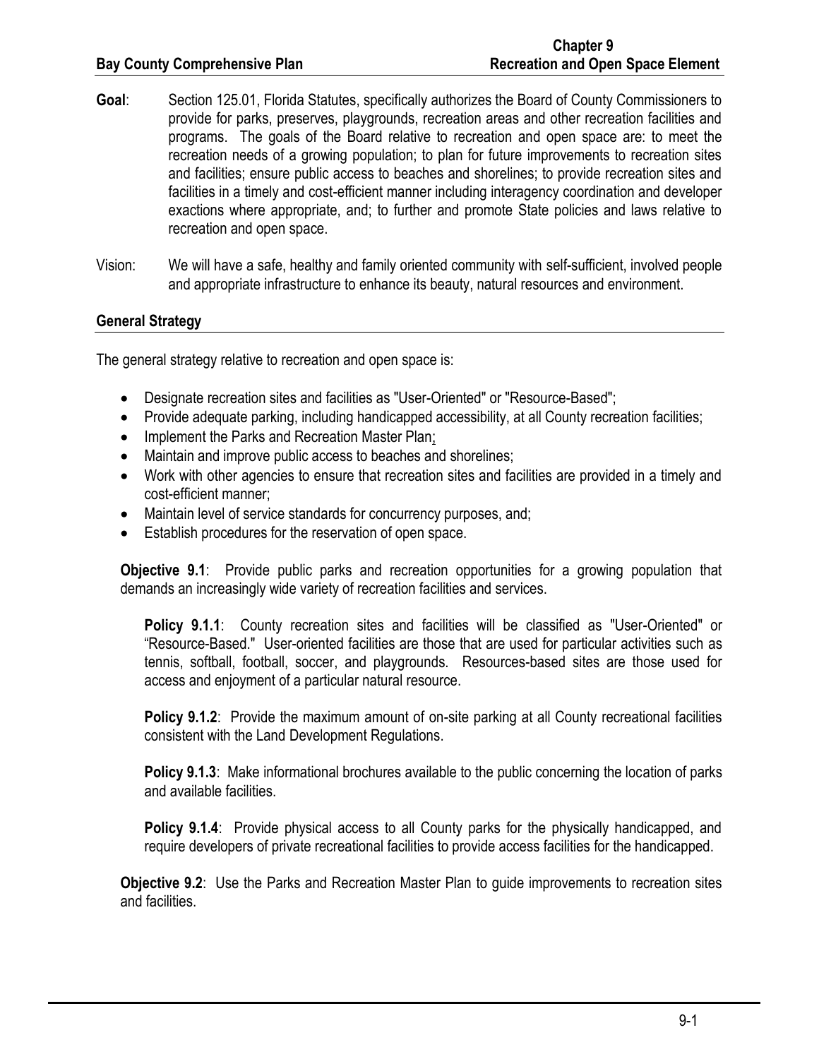# Chapter 9
# Recreation and Open Space Element

**Goal**: Section 125.01, Florida Statutes, specifically authorizes the Board of County Commissioners to provide for parks, preserves, playgrounds, recreation areas and other recreation facilities and programs. The goals of the Board relative to recreation and open space are: to meet the recreation needs of a growing population; to plan for future improvements to recreation sites and facilities; ensure public access to beaches and shorelines; to provide recreation sites and facilities in a timely and cost-efficient manner including interagency coordination and developer exactions where appropriate, and; to further and promote State policies and laws relative to recreation and open space.

Vision: We will have a safe, healthy and family oriented community with self-sufficient, involved people and appropriate infrastructure to enhance its beauty, natural resources and environment.

## General Strategy

The general strategy relative to recreation and open space is:

- Designate recreation sites and facilities as "User-Oriented" or "Resource-Based";
- Provide adequate parking, including handicapped accessibility, at all County recreation facilities;
- Implement the Parks and Recreation Master Plan;
- Maintain and improve public access to beaches and shorelines;
- Work with other agencies to ensure that recreation sites and facilities are provided in a timely and cost-efficient manner;
- Maintain level of service standards for concurrency purposes, and;
- Establish procedures for the reservation of open space.

**Objective 9.1**: Provide public parks and recreation opportunities for a growing population that demands an increasingly wide variety of recreation facilities and services.

**Policy 9.1.1**: County recreation sites and facilities will be classified as "User-Oriented" or "Resource-Based." User-oriented facilities are those that are used for particular activities such as tennis, softball, football, soccer, and playgrounds. Resources-based sites are those used for access and enjoyment of a particular natural resource.

**Policy 9.1.2**: Provide the maximum amount of on-site parking at all County recreational facilities consistent with the Land Development Regulations.

**Policy 9.1.3**: Make informational brochures available to the public concerning the location of parks and available facilities.

**Policy 9.1.4**: Provide physical access to all County parks for the physically handicapped, and require developers of private recreational facilities to provide access facilities for the handicapped.

**Objective 9.2**: Use the Parks and Recreation Master Plan to guide improvements to recreation sites and facilities.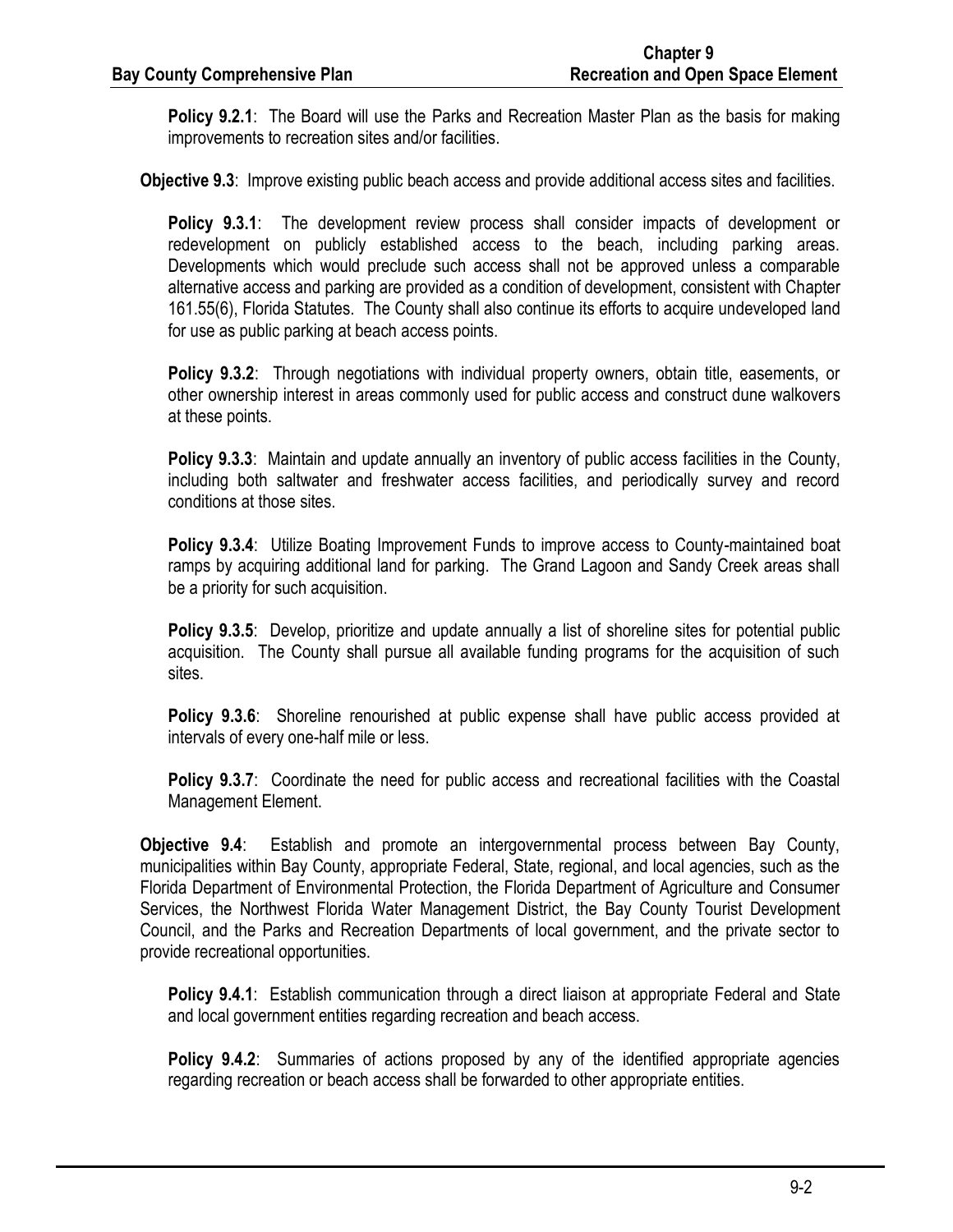**Policy 9.2.1**: The Board will use the Parks and Recreation Master Plan as the basis for making improvements to recreation sites and/or facilities.

**Objective 9.3**: Improve existing public beach access and provide additional access sites and facilities.

**Policy 9.3.1**: The development review process shall consider impacts of development or redevelopment on publicly established access to the beach, including parking areas. Developments which would preclude such access shall not be approved unless a comparable alternative access and parking are provided as a condition of development, consistent with Chapter 161.55(6), Florida Statutes. The County shall also continue its efforts to acquire undeveloped land for use as public parking at beach access points.

**Policy 9.3.2**: Through negotiations with individual property owners, obtain title, easements, or other ownership interest in areas commonly used for public access and construct dune walkovers at these points.

**Policy 9.3.3**: Maintain and update annually an inventory of public access facilities in the County, including both saltwater and freshwater access facilities, and periodically survey and record conditions at those sites.

**Policy 9.3.4**: Utilize Boating Improvement Funds to improve access to County-maintained boat ramps by acquiring additional land for parking. The Grand Lagoon and Sandy Creek areas shall be a priority for such acquisition.

**Policy 9.3.5**: Develop, prioritize and update annually a list of shoreline sites for potential public acquisition. The County shall pursue all available funding programs for the acquisition of such sites.

**Policy 9.3.6**: Shoreline renourished at public expense shall have public access provided at intervals of every one-half mile or less.

**Policy 9.3.7**: Coordinate the need for public access and recreational facilities with the Coastal Management Element.

**Objective 9.4**: Establish and promote an intergovernmental process between Bay County, municipalities within Bay County, appropriate Federal, State, regional, and local agencies, such as the Florida Department of Environmental Protection, the Florida Department of Agriculture and Consumer Services, the Northwest Florida Water Management District, the Bay County Tourist Development Council, and the Parks and Recreation Departments of local government, and the private sector to provide recreational opportunities.

**Policy 9.4.1**: Establish communication through a direct liaison at appropriate Federal and State and local government entities regarding recreation and beach access.

**Policy 9.4.2**: Summaries of actions proposed by any of the identified appropriate agencies regarding recreation or beach access shall be forwarded to other appropriate entities.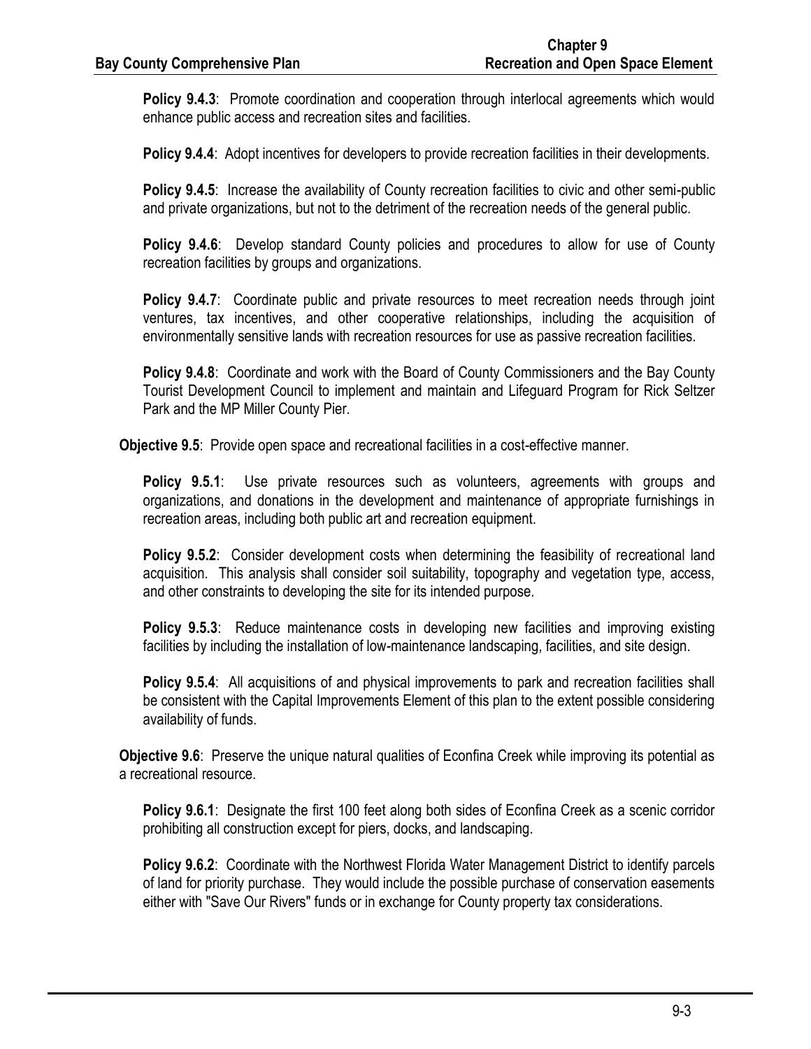**Policy 9.4.3**: Promote coordination and cooperation through interlocal agreements which would enhance public access and recreation sites and facilities.

**Policy 9.4.4**: Adopt incentives for developers to provide recreation facilities in their developments.

**Policy 9.4.5**: Increase the availability of County recreation facilities to civic and other semi-public and private organizations, but not to the detriment of the recreation needs of the general public.

**Policy 9.4.6**: Develop standard County policies and procedures to allow for use of County recreation facilities by groups and organizations.

**Policy 9.4.7**: Coordinate public and private resources to meet recreation needs through joint ventures, tax incentives, and other cooperative relationships, including the acquisition of environmentally sensitive lands with recreation resources for use as passive recreation facilities.

**Policy 9.4.8**: Coordinate and work with the Board of County Commissioners and the Bay County Tourist Development Council to implement and maintain and Lifeguard Program for Rick Seltzer Park and the MP Miller County Pier.

**Objective 9.5**: Provide open space and recreational facilities in a cost-effective manner.

**Policy 9.5.1**: Use private resources such as volunteers, agreements with groups and organizations, and donations in the development and maintenance of appropriate furnishings in recreation areas, including both public art and recreation equipment.

**Policy 9.5.2**: Consider development costs when determining the feasibility of recreational land acquisition. This analysis shall consider soil suitability, topography and vegetation type, access, and other constraints to developing the site for its intended purpose.

**Policy 9.5.3**: Reduce maintenance costs in developing new facilities and improving existing facilities by including the installation of low-maintenance landscaping, facilities, and site design.

**Policy 9.5.4**: All acquisitions of and physical improvements to park and recreation facilities shall be consistent with the Capital Improvements Element of this plan to the extent possible considering availability of funds.

**Objective 9.6**: Preserve the unique natural qualities of Econfina Creek while improving its potential as a recreational resource.

**Policy 9.6.1**: Designate the first 100 feet along both sides of Econfina Creek as a scenic corridor prohibiting all construction except for piers, docks, and landscaping.

**Policy 9.6.2**: Coordinate with the Northwest Florida Water Management District to identify parcels of land for priority purchase. They would include the possible purchase of conservation easements either with "Save Our Rivers" funds or in exchange for County property tax considerations.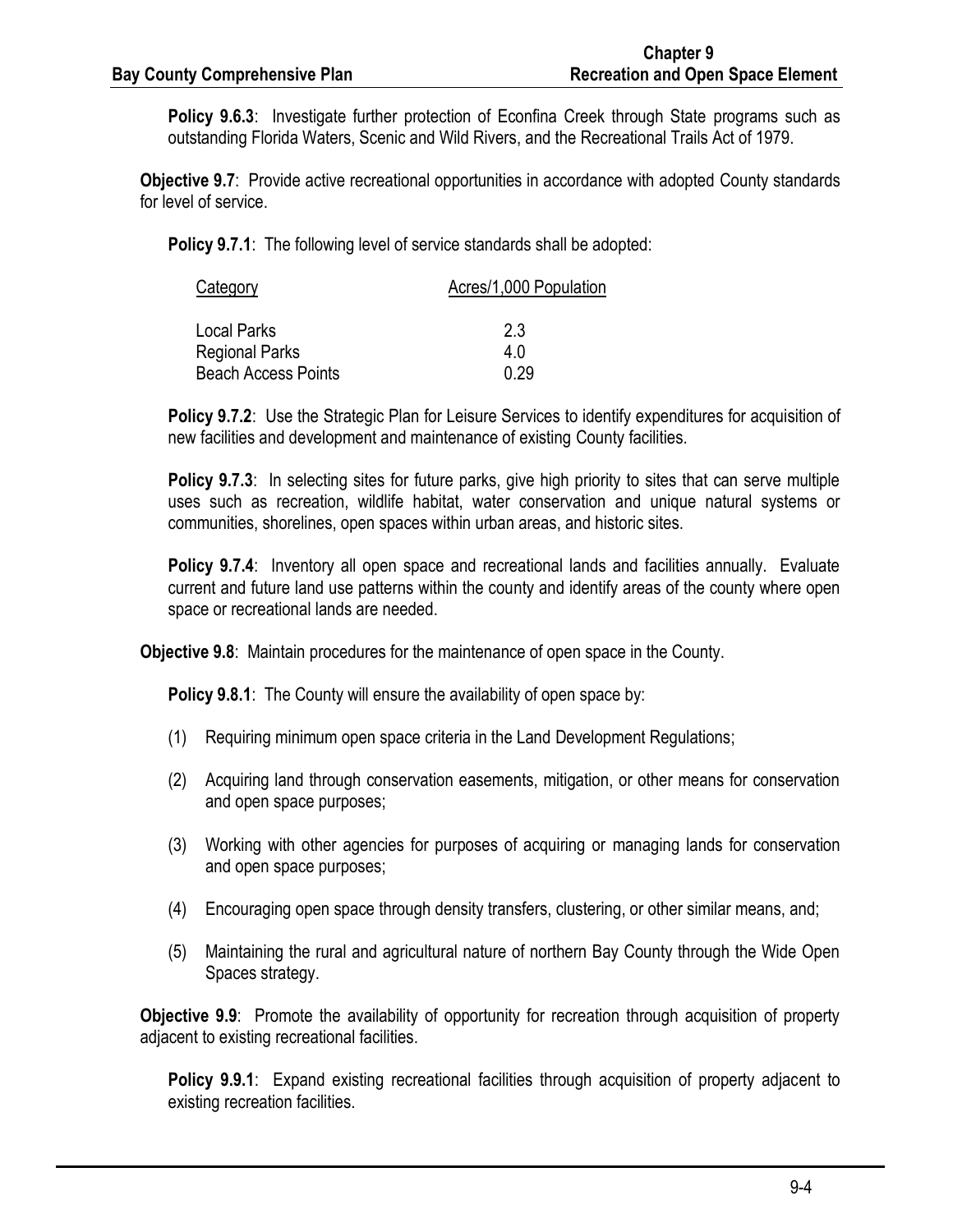**Policy 9.6.3**: Investigate further protection of Econfina Creek through State programs such as outstanding Florida Waters, Scenic and Wild Rivers, and the Recreational Trails Act of 1979.

**Objective 9.7**: Provide active recreational opportunities in accordance with adopted County standards for level of service.

**Policy 9.7.1**: The following level of service standards shall be adopted:

| Category | Acres/1,000 Population |
|---|---|
| Local Parks | 2.3 |
| Regional Parks | 4.0 |
| Beach Access Points | 0.29 |

**Policy 9.7.2**: Use the Strategic Plan for Leisure Services to identify expenditures for acquisition of new facilities and development and maintenance of existing County facilities.

**Policy 9.7.3**: In selecting sites for future parks, give high priority to sites that can serve multiple uses such as recreation, wildlife habitat, water conservation and unique natural systems or communities, shorelines, open spaces within urban areas, and historic sites.

**Policy 9.7.4**: Inventory all open space and recreational lands and facilities annually. Evaluate current and future land use patterns within the county and identify areas of the county where open space or recreational lands are needed.

**Objective 9.8**: Maintain procedures for the maintenance of open space in the County.

**Policy 9.8.1**: The County will ensure the availability of open space by:

(1) Requiring minimum open space criteria in the Land Development Regulations;

(2) Acquiring land through conservation easements, mitigation, or other means for conservation and open space purposes;

(3) Working with other agencies for purposes of acquiring or managing lands for conservation and open space purposes;

(4) Encouraging open space through density transfers, clustering, or other similar means, and;

(5) Maintaining the rural and agricultural nature of northern Bay County through the Wide Open Spaces strategy.

**Objective 9.9**: Promote the availability of opportunity for recreation through acquisition of property adjacent to existing recreational facilities.

**Policy 9.9.1**: Expand existing recreational facilities through acquisition of property adjacent to existing recreation facilities.